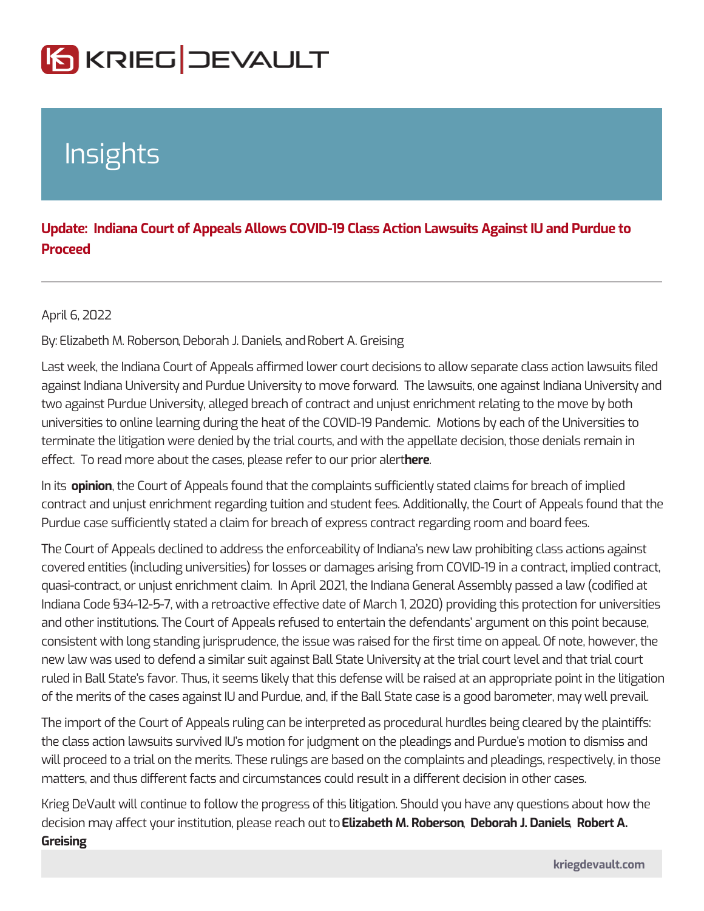# Insights

## Update: Indiana Court of Appeals Allows COVID-19 Class Action Lawsuits Against IU and Purdue to Proceed

April 6, 2022

By: Elizabeth M. Roberson, Deborah J. Daniels, and Robert A. Greising

Last week, the Indiana Court of Appeals affirmed lower court decisions to allow separate class action lawsuits filed against Indiana University and Purdue University to move forward. The lawsuits, one against Indiana University and two against Purdue University, alleged breach of contract and unjust enrichment relating to the move by both universities to online learning during the heat of the COVID-19 Pandemic. Motions by each of the Universities to terminate the litigation were denied by the trial courts, and with the appellate decision, those denials remain in effect. To read more about the cases, please refer to our prior alert **here**.

In its **opinion**, the Court of Appeals found that the complaints sufficiently stated claims for breach of implied contract and unjust enrichment regarding tuition and student fees. Additionally, the Court of Appeals found that the Purdue case sufficiently stated a claim for breach of express contract regarding room and board fees.

The Court of Appeals declined to address the enforceability of Indiana's new law prohibiting class actions against covered entities (including universities) for losses or damages arising from COVID-19 in a contract, implied contract, quasi-contract, or unjust enrichment claim. In April 2021, the Indiana General Assembly passed a law (codified at Indiana Code §34-12-5-7, with a retroactive effective date of March 1, 2020) providing this protection for universities and other institutions. The Court of Appeals refused to entertain the defendants' argument on this point because, consistent with long standing jurisprudence, the issue was raised for the first time on appeal. Of note, however, the new law was used to defend a similar suit against Ball State University at the trial court level and that trial court ruled in Ball State's favor. Thus, it seems likely that this defense will be raised at an appropriate point in the litigation of the merits of the cases against IU and Purdue, and, if the Ball State case is a good barometer, may well prevail.

The import of the Court of Appeals ruling can be interpreted as procedural hurdles being cleared by the plaintiffs: the class action lawsuits survived IU's motion for judgment on the pleadings and Purdue's motion to dismiss and will proceed to a trial on the merits. These rulings are based on the complaints and pleadings, respectively, in those matters, and thus different facts and circumstances could result in a different decision in other cases.

Krieg DeVault will continue to follow the progress of this litigation. Should you have any questions about how the decision may affect your institution, please reach out to **Elizabeth M. Roberson**, **Deborah J. Daniels**, **Robert A. Greising**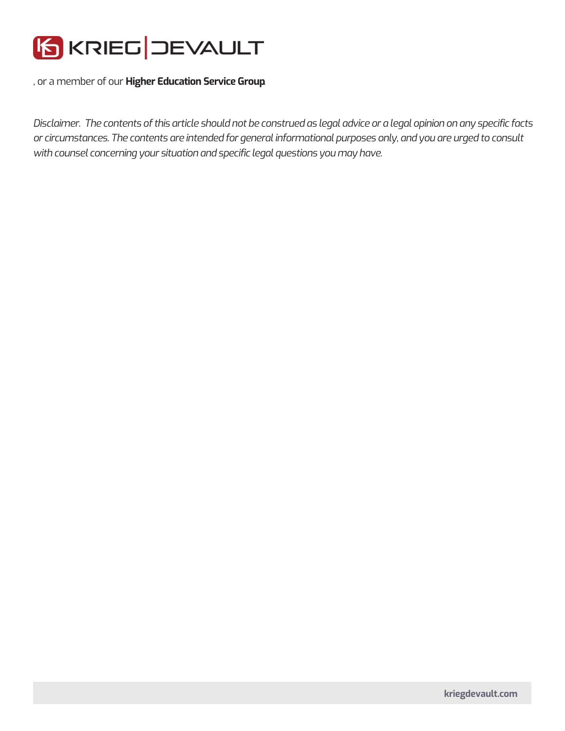, or a member of our **Higher Education Service Group**.

*Disclaimer. The contents of this article should not be construed as legal advice or a legal opinion on any specific facts or circumstances. The contents are intended for general informational purposes only, and you are urged to consult with counsel concerning your situation and specific legal questions you may have.*